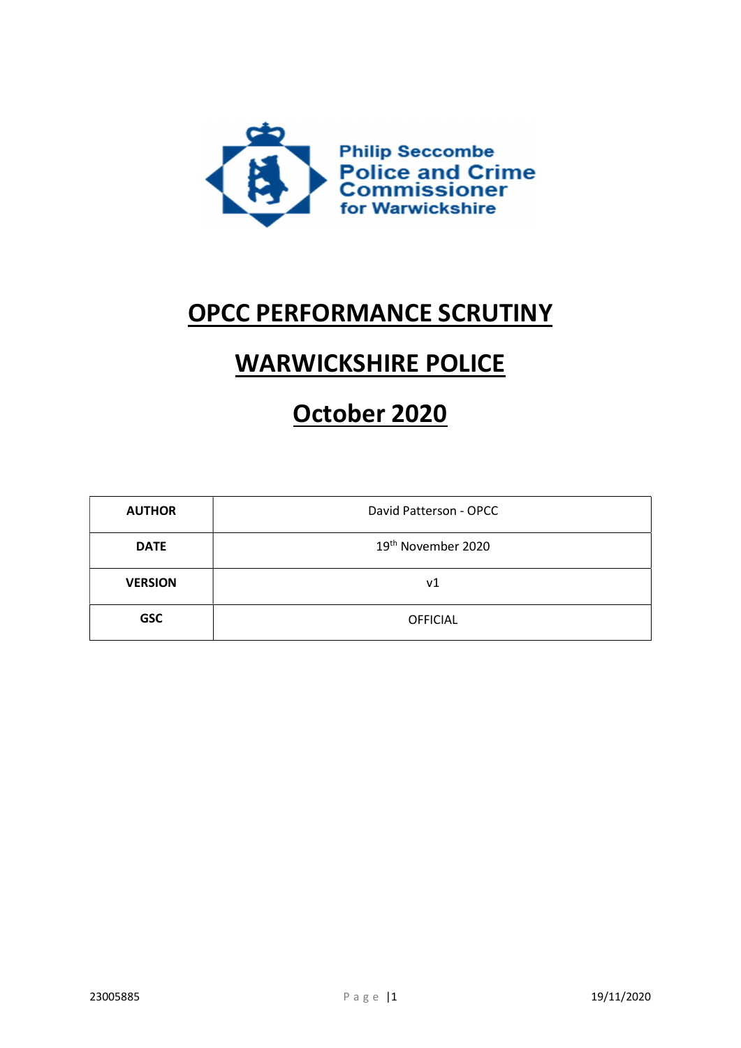Philip Seccombe
Police and Crime Commissioner
for Warwickshire

# OPCC PERFORMANCE SCRUTINY

# WARWICKSHIRE POLICE

# October 2020

| AUTHOR | David Patterson - OPCC |
|---|---|
| DATE | 19th November 2020 |
| VERSION | v1 |
| GSC | OFFICIAL |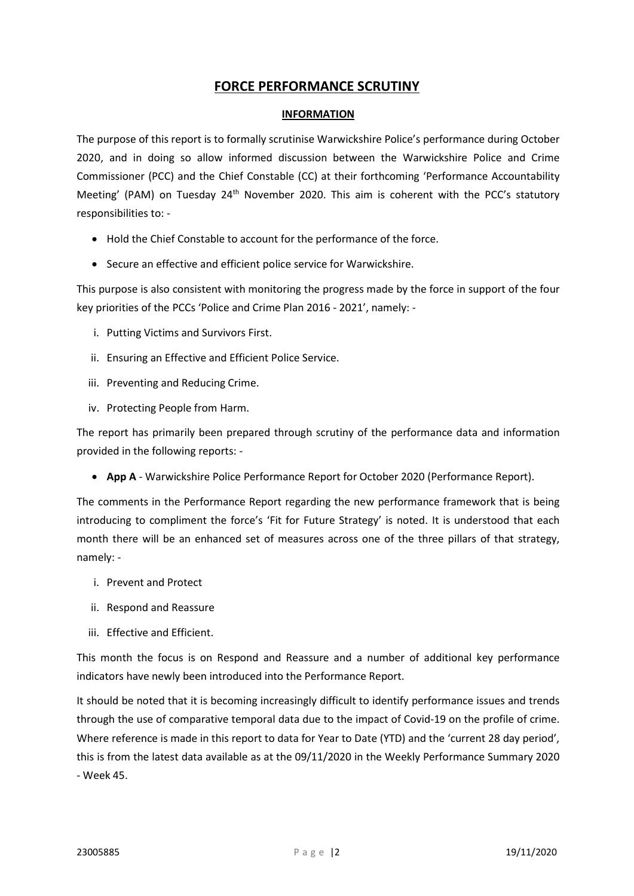# FORCE PERFORMANCE SCRUTINY

## INFORMATION

The purpose of this report is to formally scrutinise Warwickshire Police's performance during October 2020, and in doing so allow informed discussion between the Warwickshire Police and Crime Commissioner (PCC) and the Chief Constable (CC) at their forthcoming 'Performance Accountability Meeting' (PAM) on Tuesday 24th November 2020. This aim is coherent with the PCC's statutory responsibilities to: -

- Hold the Chief Constable to account for the performance of the force.
- Secure an effective and efficient police service for Warwickshire.

This purpose is also consistent with monitoring the progress made by the force in support of the four key priorities of the PCCs 'Police and Crime Plan 2016 - 2021', namely: -

i. Putting Victims and Survivors First.
ii. Ensuring an Effective and Efficient Police Service.
iii. Preventing and Reducing Crime.
iv. Protecting People from Harm.

The report has primarily been prepared through scrutiny of the performance data and information provided in the following reports: -

- **App A** - Warwickshire Police Performance Report for October 2020 (Performance Report).

The comments in the Performance Report regarding the new performance framework that is being introducing to compliment the force's 'Fit for Future Strategy' is noted. It is understood that each month there will be an enhanced set of measures across one of the three pillars of that strategy, namely: -

i. Prevent and Protect
ii. Respond and Reassure
iii. Effective and Efficient.

This month the focus is on Respond and Reassure and a number of additional key performance indicators have newly been introduced into the Performance Report.

It should be noted that it is becoming increasingly difficult to identify performance issues and trends through the use of comparative temporal data due to the impact of Covid-19 on the profile of crime. Where reference is made in this report to data for Year to Date (YTD) and the 'current 28 day period', this is from the latest data available as at the 09/11/2020 in the Weekly Performance Summary 2020 - Week 45.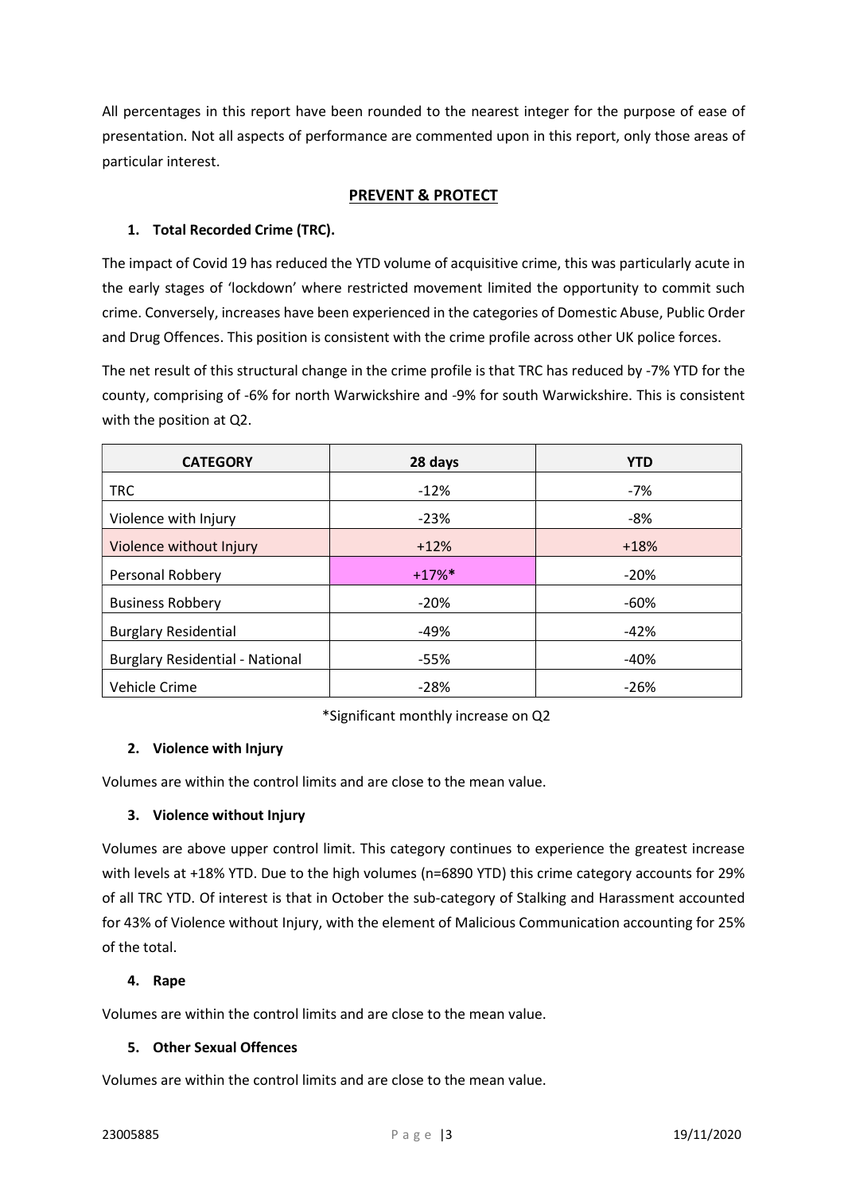All percentages in this report have been rounded to the nearest integer for the purpose of ease of presentation. Not all aspects of performance are commented upon in this report, only those areas of particular interest.

## PREVENT & PROTECT

### 1. Total Recorded Crime (TRC).

The impact of Covid 19 has reduced the YTD volume of acquisitive crime, this was particularly acute in the early stages of 'lockdown' where restricted movement limited the opportunity to commit such crime. Conversely, increases have been experienced in the categories of Domestic Abuse, Public Order and Drug Offences. This position is consistent with the crime profile across other UK police forces.

The net result of this structural change in the crime profile is that TRC has reduced by -7% YTD for the county, comprising of -6% for north Warwickshire and -9% for south Warwickshire. This is consistent with the position at Q2.

| CATEGORY | 28 days | YTD |
|---|---|---|
| TRC | -12% | -7% |
| Violence with Injury | -23% | -8% |
| Violence without Injury | +12% | +18% |
| Personal Robbery | +17%* | -20% |
| Business Robbery | -20% | -60% |
| Burglary Residential | -49% | -42% |
| Burglary Residential - National | -55% | -40% |
| Vehicle Crime | -28% | -26% |

*Significant monthly increase on Q2

### 2. Violence with Injury

Volumes are within the control limits and are close to the mean value.

### 3. Violence without Injury

Volumes are above upper control limit. This category continues to experience the greatest increase with levels at +18% YTD. Due to the high volumes (n=6890 YTD) this crime category accounts for 29% of all TRC YTD. Of interest is that in October the sub-category of Stalking and Harassment accounted for 43% of Violence without Injury, with the element of Malicious Communication accounting for 25% of the total.

### 4. Rape

Volumes are within the control limits and are close to the mean value.

### 5. Other Sexual Offences

Volumes are within the control limits and are close to the mean value.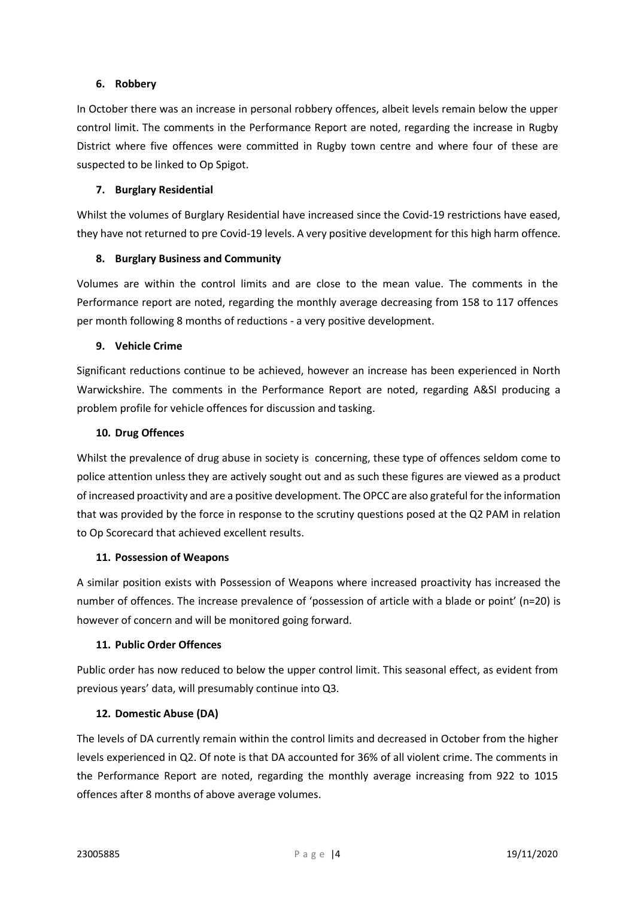### 6. Robbery

In October there was an increase in personal robbery offences, albeit levels remain below the upper control limit. The comments in the Performance Report are noted, regarding the increase in Rugby District where five offences were committed in Rugby town centre and where four of these are suspected to be linked to Op Spigot.

### 7. Burglary Residential

Whilst the volumes of Burglary Residential have increased since the Covid-19 restrictions have eased, they have not returned to pre Covid-19 levels. A very positive development for this high harm offence.

### 8. Burglary Business and Community

Volumes are within the control limits and are close to the mean value. The comments in the Performance report are noted, regarding the monthly average decreasing from 158 to 117 offences per month following 8 months of reductions - a very positive development.

### 9. Vehicle Crime

Significant reductions continue to be achieved, however an increase has been experienced in North Warwickshire. The comments in the Performance Report are noted, regarding A&SI producing a problem profile for vehicle offences for discussion and tasking.

### 10. Drug Offences

Whilst the prevalence of drug abuse in society is concerning, these type of offences seldom come to police attention unless they are actively sought out and as such these figures are viewed as a product of increased proactivity and are a positive development. The OPCC are also grateful for the information that was provided by the force in response to the scrutiny questions posed at the Q2 PAM in relation to Op Scorecard that achieved excellent results.

### 11. Possession of Weapons

A similar position exists with Possession of Weapons where increased proactivity has increased the number of offences. The increase prevalence of 'possession of article with a blade or point' (n=20) is however of concern and will be monitored going forward.

### 11. Public Order Offences

Public order has now reduced to below the upper control limit. This seasonal effect, as evident from previous years' data, will presumably continue into Q3.

### 12. Domestic Abuse (DA)

The levels of DA currently remain within the control limits and decreased in October from the higher levels experienced in Q2. Of note is that DA accounted for 36% of all violent crime. The comments in the Performance Report are noted, regarding the monthly average increasing from 922 to 1015 offences after 8 months of above average volumes.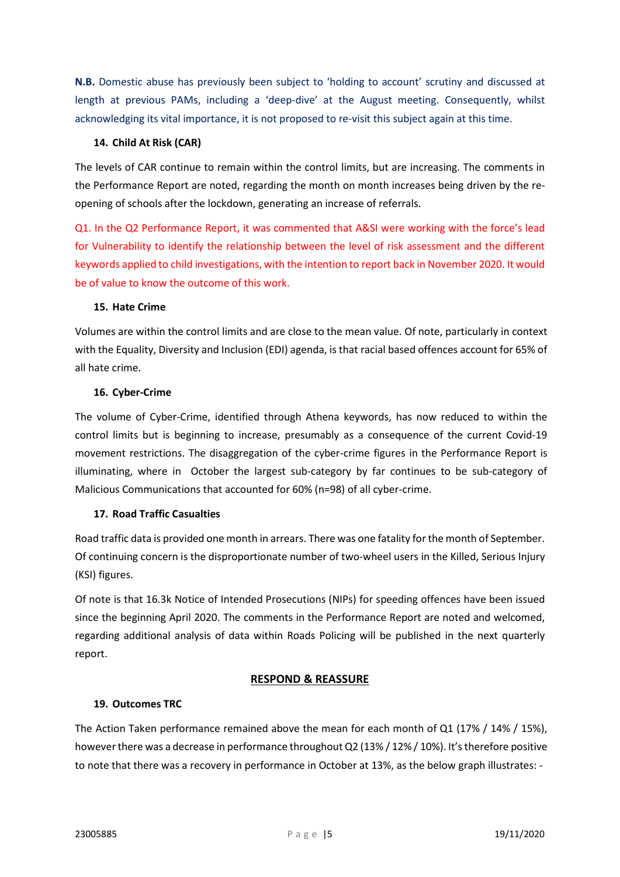**N.B.** Domestic abuse has previously been subject to 'holding to account' scrutiny and discussed at length at previous PAMs, including a 'deep-dive' at the August meeting. Consequently, whilst acknowledging its vital importance, it is not proposed to re-visit this subject again at this time.

### 14. Child At Risk (CAR)

The levels of CAR continue to remain within the control limits, but are increasing. The comments in the Performance Report are noted, regarding the month on month increases being driven by the re-opening of schools after the lockdown, generating an increase of referrals.

Q1. In the Q2 Performance Report, it was commented that A&SI were working with the force's lead for Vulnerability to identify the relationship between the level of risk assessment and the different keywords applied to child investigations, with the intention to report back in November 2020. It would be of value to know the outcome of this work.

### 15. Hate Crime

Volumes are within the control limits and are close to the mean value. Of note, particularly in context with the Equality, Diversity and Inclusion (EDI) agenda, is that racial based offences account for 65% of all hate crime.

### 16. Cyber-Crime

The volume of Cyber-Crime, identified through Athena keywords, has now reduced to within the control limits but is beginning to increase, presumably as a consequence of the current Covid-19 movement restrictions. The disaggregation of the cyber-crime figures in the Performance Report is illuminating, where in October the largest sub-category by far continues to be sub-category of Malicious Communications that accounted for 60% (n=98) of all cyber-crime.

### 17. Road Traffic Casualties

Road traffic data is provided one month in arrears. There was one fatality for the month of September. Of continuing concern is the disproportionate number of two-wheel users in the Killed, Serious Injury (KSI) figures.

Of note is that 16.3k Notice of Intended Prosecutions (NIPs) for speeding offences have been issued since the beginning April 2020. The comments in the Performance Report are noted and welcomed, regarding additional analysis of data within Roads Policing will be published in the next quarterly report.

## RESPOND & REASSURE

### 19. Outcomes TRC

The Action Taken performance remained above the mean for each month of Q1 (17% / 14% / 15%), however there was a decrease in performance throughout Q2 (13% / 12% / 10%). It's therefore positive to note that there was a recovery in performance in October at 13%, as the below graph illustrates: -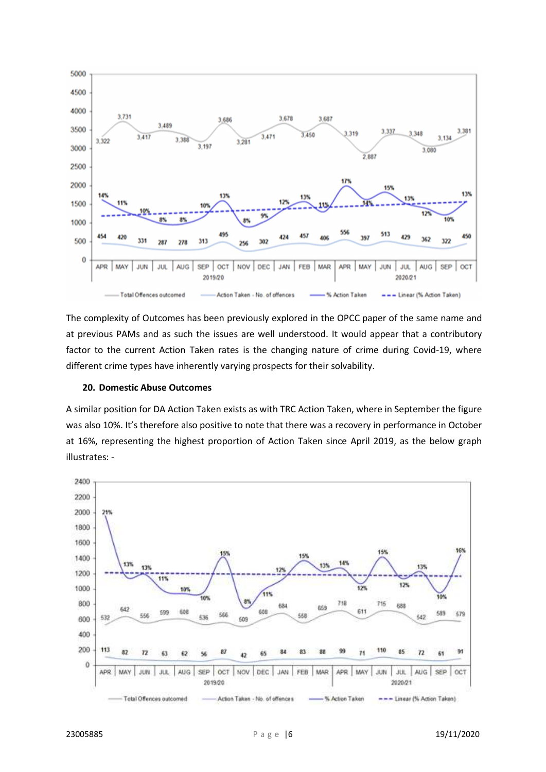The complexity of Outcomes has been previously explored in the OPCC paper of the same name and at previous PAMs and as such the issues are well understood. It would appear that a contributory factor to the current Action Taken rates is the changing nature of crime during Covid-19, where different crime types have inherently varying prospects for their solvability.

## 20. Domestic Abuse Outcomes

A similar position for DA Action Taken exists as with TRC Action Taken, where in September the figure was also 10%. It's therefore also positive to note that there was a recovery in performance in October at 16%, representing the highest proportion of Action Taken since April 2019, as the below graph illustrates: -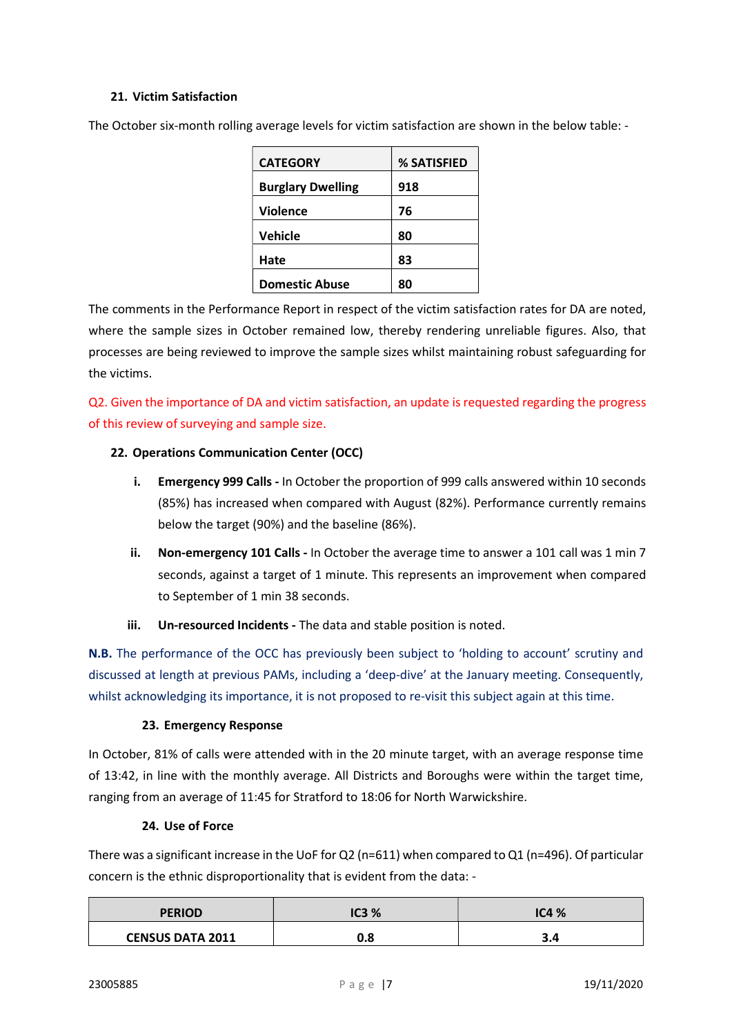### 21. Victim Satisfaction

The October six-month rolling average levels for victim satisfaction are shown in the below table: -

| CATEGORY | % SATISFIED |
|---|---|
| **Burglary Dwelling** | **918** |
| **Violence** | **76** |
| **Vehicle** | **80** |
| **Hate** | **83** |
| **Domestic Abuse** | **80** |

The comments in the Performance Report in respect of the victim satisfaction rates for DA are noted, where the sample sizes in October remained low, thereby rendering unreliable figures. Also, that processes are being reviewed to improve the sample sizes whilst maintaining robust safeguarding for the victims.

Q2. Given the importance of DA and victim satisfaction, an update is requested regarding the progress of this review of surveying and sample size.

### 22. Operations Communication Center (OCC)

i. **Emergency 999 Calls -** In October the proportion of 999 calls answered within 10 seconds (85%) has increased when compared with August (82%). Performance currently remains below the target (90%) and the baseline (86%).

ii. **Non-emergency 101 Calls -** In October the average time to answer a 101 call was 1 min 7 seconds, against a target of 1 minute. This represents an improvement when compared to September of 1 min 38 seconds.

iii. **Un-resourced Incidents -** The data and stable position is noted.

**N.B.** The performance of the OCC has previously been subject to 'holding to account' scrutiny and discussed at length at previous PAMs, including a 'deep-dive' at the January meeting. Consequently, whilst acknowledging its importance, it is not proposed to re-visit this subject again at this time.

### 23. Emergency Response

In October, 81% of calls were attended with in the 20 minute target, with an average response time of 13:42, in line with the monthly average. All Districts and Boroughs were within the target time, ranging from an average of 11:45 for Stratford to 18:06 for North Warwickshire.

### 24. Use of Force

There was a significant increase in the UoF for Q2 (n=611) when compared to Q1 (n=496). Of particular concern is the ethnic disproportionality that is evident from the data: -

| PERIOD | IC3 % | IC4 % |
|---|---|---|
| **CENSUS DATA 2011** | **0.8** | **3.4** |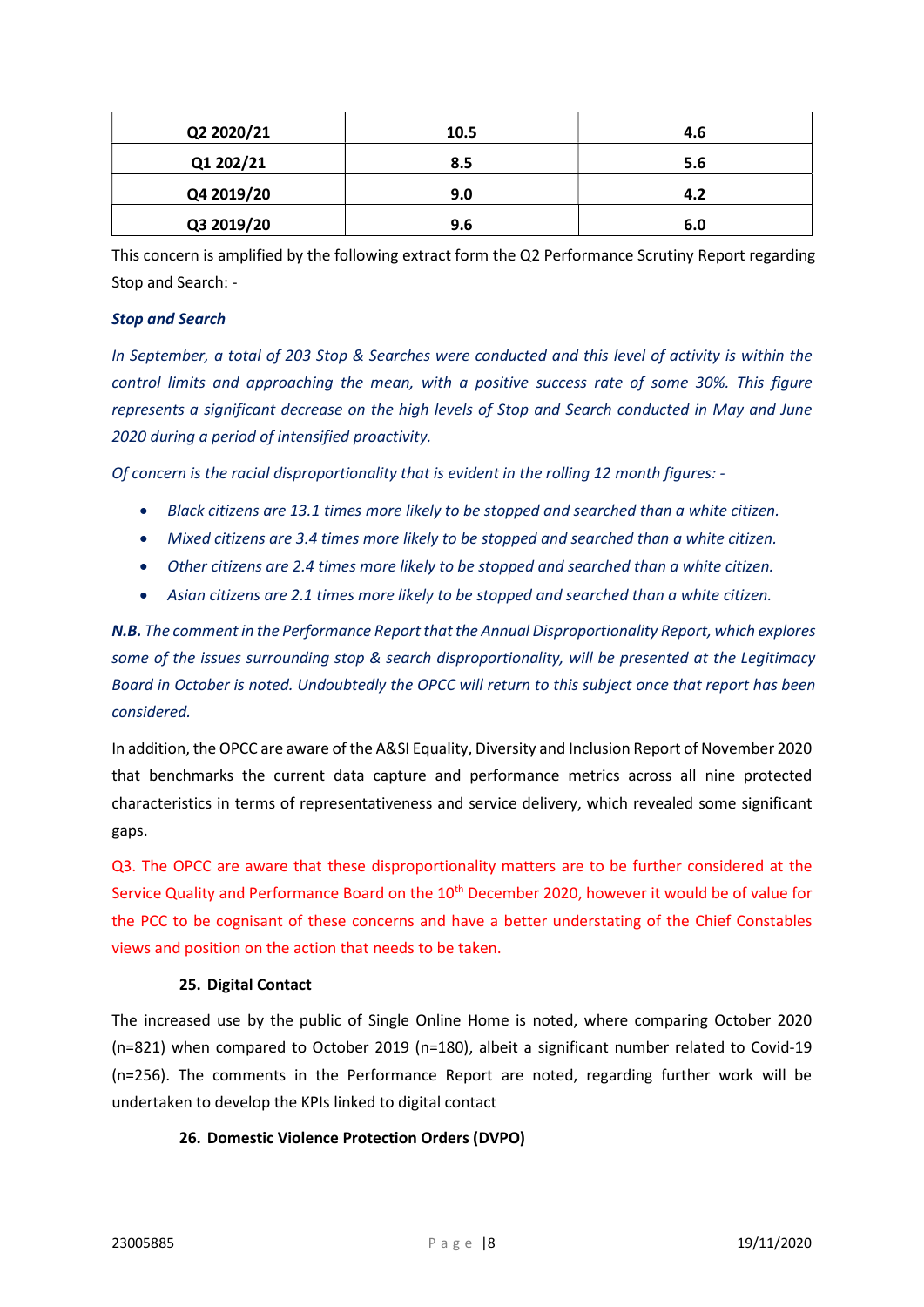| Q2 2020/21 | 10.5 | 4.6 |
|---|---|---|
| Q1 202/21 | 8.5 | 5.6 |
| Q4 2019/20 | 9.0 | 4.2 |
| Q3 2019/20 | 9.6 | 6.0 |

This concern is amplified by the following extract form the Q2 Performance Scrutiny Report regarding Stop and Search: -

***Stop and Search***

*In September, a total of 203 Stop & Searches were conducted and this level of activity is within the control limits and approaching the mean, with a positive success rate of some 30%. This figure represents a significant decrease on the high levels of Stop and Search conducted in May and June 2020 during a period of intensified proactivity.*

*Of concern is the racial disproportionality that is evident in the rolling 12 month figures: -*

- *Black citizens are 13.1 times more likely to be stopped and searched than a white citizen.*
- *Mixed citizens are 3.4 times more likely to be stopped and searched than a white citizen.*
- *Other citizens are 2.4 times more likely to be stopped and searched than a white citizen.*
- *Asian citizens are 2.1 times more likely to be stopped and searched than a white citizen.*

***N.B.*** *The comment in the Performance Report that the Annual Disproportionality Report, which explores some of the issues surrounding stop & search disproportionality, will be presented at the Legitimacy Board in October is noted. Undoubtedly the OPCC will return to this subject once that report has been considered.*

In addition, the OPCC are aware of the A&SI Equality, Diversity and Inclusion Report of November 2020 that benchmarks the current data capture and performance metrics across all nine protected characteristics in terms of representativeness and service delivery, which revealed some significant gaps.

Q3. The OPCC are aware that these disproportionality matters are to be further considered at the Service Quality and Performance Board on the 10th December 2020, however it would be of value for the PCC to be cognisant of these concerns and have a better understating of the Chief Constables views and position on the action that needs to be taken.

**25. Digital Contact**

The increased use by the public of Single Online Home is noted, where comparing October 2020 (n=821) when compared to October 2019 (n=180), albeit a significant number related to Covid-19 (n=256). The comments in the Performance Report are noted, regarding further work will be undertaken to develop the KPIs linked to digital contact

**26. Domestic Violence Protection Orders (DVPO)**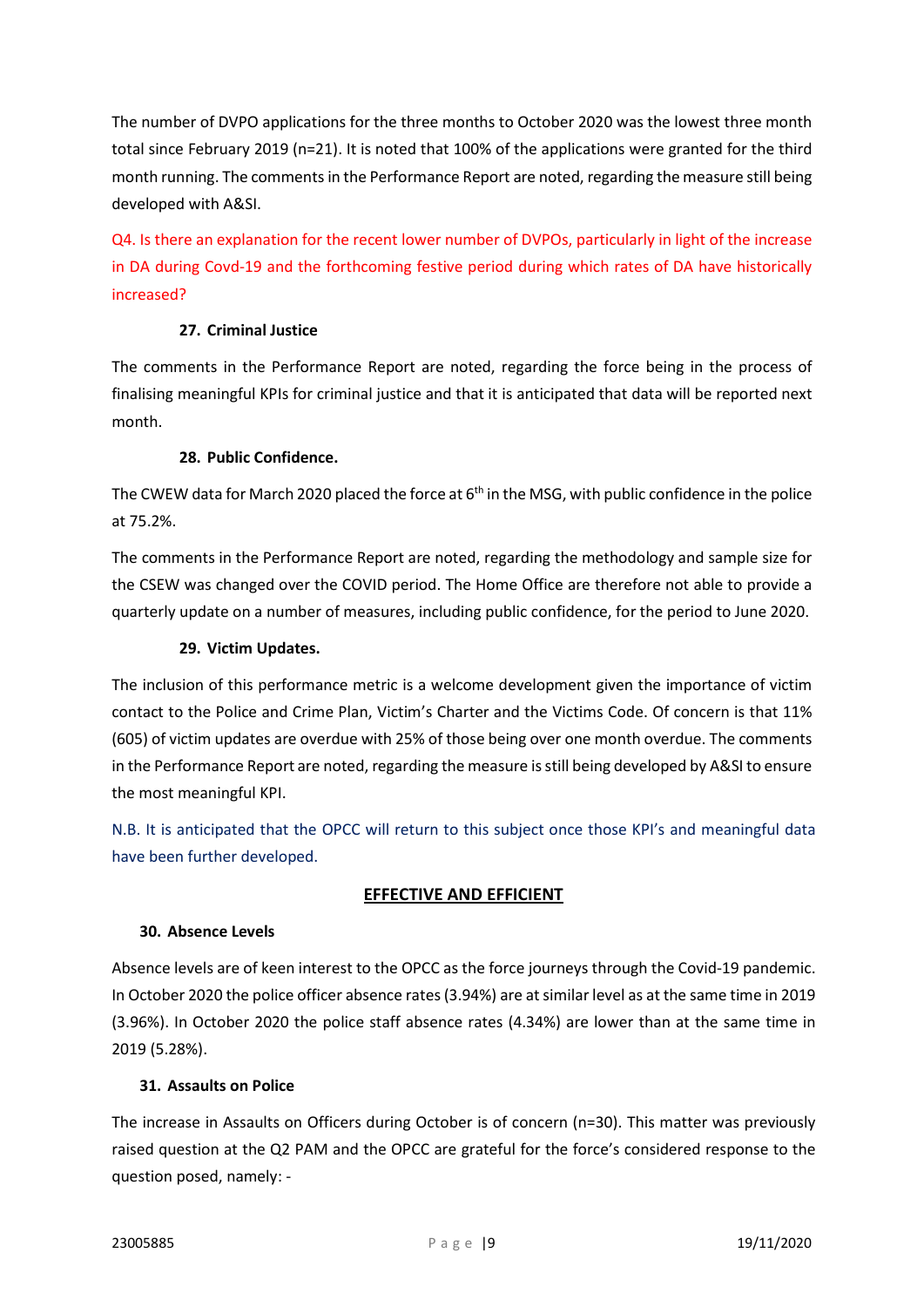The number of DVPO applications for the three months to October 2020 was the lowest three month total since February 2019 (n=21). It is noted that 100% of the applications were granted for the third month running. The comments in the Performance Report are noted, regarding the measure still being developed with A&SI.

Q4. Is there an explanation for the recent lower number of DVPOs, particularly in light of the increase in DA during Covd-19 and the forthcoming festive period during which rates of DA have historically increased?

### 27. Criminal Justice

The comments in the Performance Report are noted, regarding the force being in the process of finalising meaningful KPIs for criminal justice and that it is anticipated that data will be reported next month.

### 28. Public Confidence.

The CWEW data for March 2020 placed the force at 6th in the MSG, with public confidence in the police at 75.2%.

The comments in the Performance Report are noted, regarding the methodology and sample size for the CSEW was changed over the COVID period. The Home Office are therefore not able to provide a quarterly update on a number of measures, including public confidence, for the period to June 2020.

### 29. Victim Updates.

The inclusion of this performance metric is a welcome development given the importance of victim contact to the Police and Crime Plan, Victim's Charter and the Victims Code. Of concern is that 11% (605) of victim updates are overdue with 25% of those being over one month overdue. The comments in the Performance Report are noted, regarding the measure is still being developed by A&SI to ensure the most meaningful KPI.

N.B. It is anticipated that the OPCC will return to this subject once those KPI's and meaningful data have been further developed.

## EFFECTIVE AND EFFICIENT

### 30. Absence Levels

Absence levels are of keen interest to the OPCC as the force journeys through the Covid-19 pandemic. In October 2020 the police officer absence rates (3.94%) are at similar level as at the same time in 2019 (3.96%). In October 2020 the police staff absence rates (4.34%) are lower than at the same time in 2019 (5.28%).

### 31. Assaults on Police

The increase in Assaults on Officers during October is of concern (n=30). This matter was previously raised question at the Q2 PAM and the OPCC are grateful for the force's considered response to the question posed, namely: -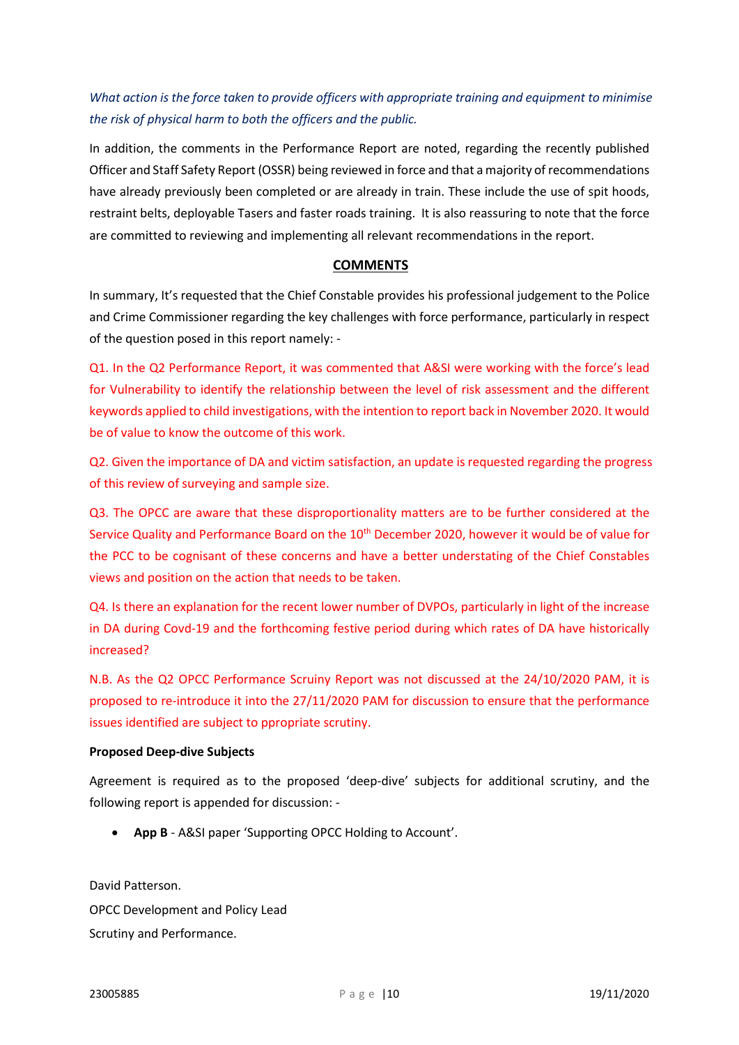*What action is the force taken to provide officers with appropriate training and equipment to minimise the risk of physical harm to both the officers and the public.*

In addition, the comments in the Performance Report are noted, regarding the recently published Officer and Staff Safety Report (OSSR) being reviewed in force and that a majority of recommendations have already previously been completed or are already in train. These include the use of spit hoods, restraint belts, deployable Tasers and faster roads training. It is also reassuring to note that the force are committed to reviewing and implementing all relevant recommendations in the report.

## COMMENTS

In summary, It's requested that the Chief Constable provides his professional judgement to the Police and Crime Commissioner regarding the key challenges with force performance, particularly in respect of the question posed in this report namely: -

Q1. In the Q2 Performance Report, it was commented that A&SI were working with the force's lead for Vulnerability to identify the relationship between the level of risk assessment and the different keywords applied to child investigations, with the intention to report back in November 2020. It would be of value to know the outcome of this work.

Q2. Given the importance of DA and victim satisfaction, an update is requested regarding the progress of this review of surveying and sample size.

Q3. The OPCC are aware that these disproportionality matters are to be further considered at the Service Quality and Performance Board on the 10th December 2020, however it would be of value for the PCC to be cognisant of these concerns and have a better understating of the Chief Constables views and position on the action that needs to be taken.

Q4. Is there an explanation for the recent lower number of DVPOs, particularly in light of the increase in DA during Covd-19 and the forthcoming festive period during which rates of DA have historically increased?

N.B. As the Q2 OPCC Performance Scruiny Report was not discussed at the 24/10/2020 PAM, it is proposed to re-introduce it into the 27/11/2020 PAM for discussion to ensure that the performance issues identified are subject to ppropriate scrutiny.

**Proposed Deep-dive Subjects**

Agreement is required as to the proposed 'deep-dive' subjects for additional scrutiny, and the following report is appended for discussion: -

- **App B** - A&SI paper 'Supporting OPCC Holding to Account'.

David Patterson.
OPCC Development and Policy Lead
Scrutiny and Performance.